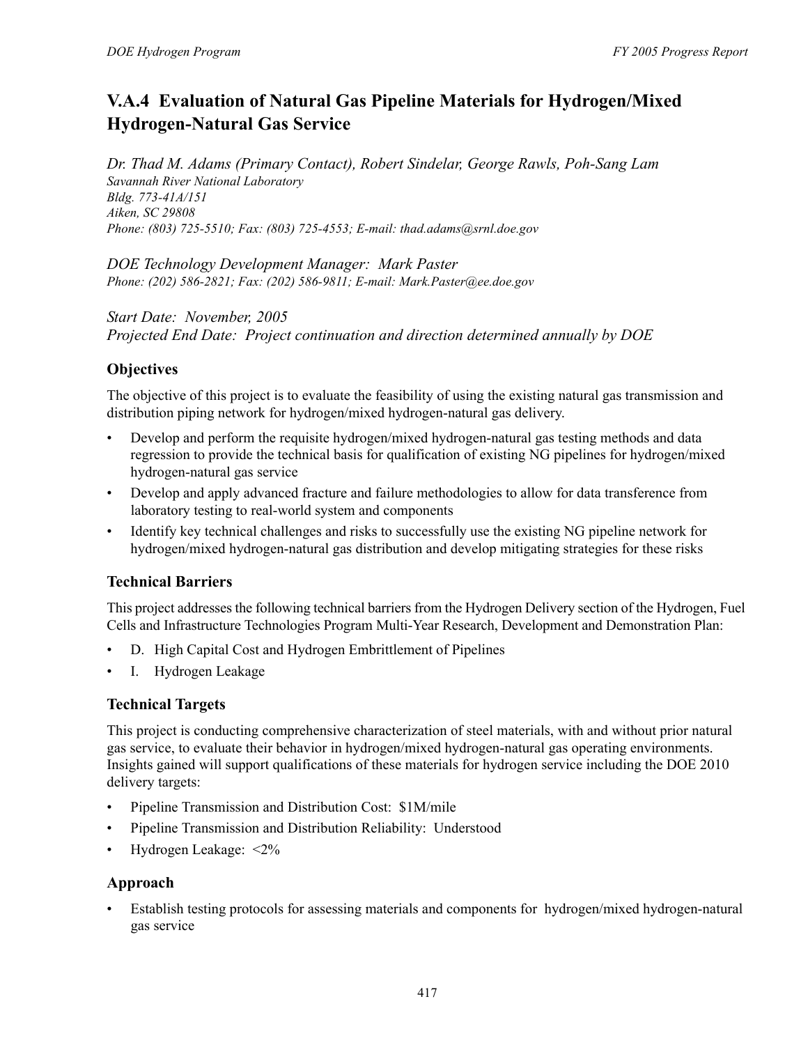# V.A.4 Evaluation of Natural Gas Pipeline Materials for Hydrogen/Mixed Hydrogen-Natural Gas Service

*Dr. Thad M. Adams (Primary Contact), Robert Sindelar, George Rawls, Poh-Sang Lam*
*Savannah River National Laboratory*
*Bldg. 773-41A/151*
*Aiken, SC 29808*
*Phone: (803) 725-5510; Fax: (803) 725-4553; E-mail: thad.adams@srnl.doe.gov*

*DOE Technology Development Manager: Mark Paster*
*Phone: (202) 586-2821; Fax: (202) 586-9811; E-mail: Mark.Paster@ee.doe.gov*

*Start Date: November, 2005*
*Projected End Date: Project continuation and direction determined annually by DOE*

## Objectives

The objective of this project is to evaluate the feasibility of using the existing natural gas transmission and distribution piping network for hydrogen/mixed hydrogen-natural gas delivery.

- Develop and perform the requisite hydrogen/mixed hydrogen-natural gas testing methods and data regression to provide the technical basis for qualification of existing NG pipelines for hydrogen/mixed hydrogen-natural gas service
- Develop and apply advanced fracture and failure methodologies to allow for data transference from laboratory testing to real-world system and components
- Identify key technical challenges and risks to successfully use the existing NG pipeline network for hydrogen/mixed hydrogen-natural gas distribution and develop mitigating strategies for these risks

## Technical Barriers

This project addresses the following technical barriers from the Hydrogen Delivery section of the Hydrogen, Fuel Cells and Infrastructure Technologies Program Multi-Year Research, Development and Demonstration Plan:

- D. High Capital Cost and Hydrogen Embrittlement of Pipelines
- I. Hydrogen Leakage

## Technical Targets

This project is conducting comprehensive characterization of steel materials, with and without prior natural gas service, to evaluate their behavior in hydrogen/mixed hydrogen-natural gas operating environments. Insights gained will support qualifications of these materials for hydrogen service including the DOE 2010 delivery targets:

- Pipeline Transmission and Distribution Cost: $1M/mile
- Pipeline Transmission and Distribution Reliability: Understood
- Hydrogen Leakage: <2%

## Approach

- Establish testing protocols for assessing materials and components for hydrogen/mixed hydrogen-natural gas service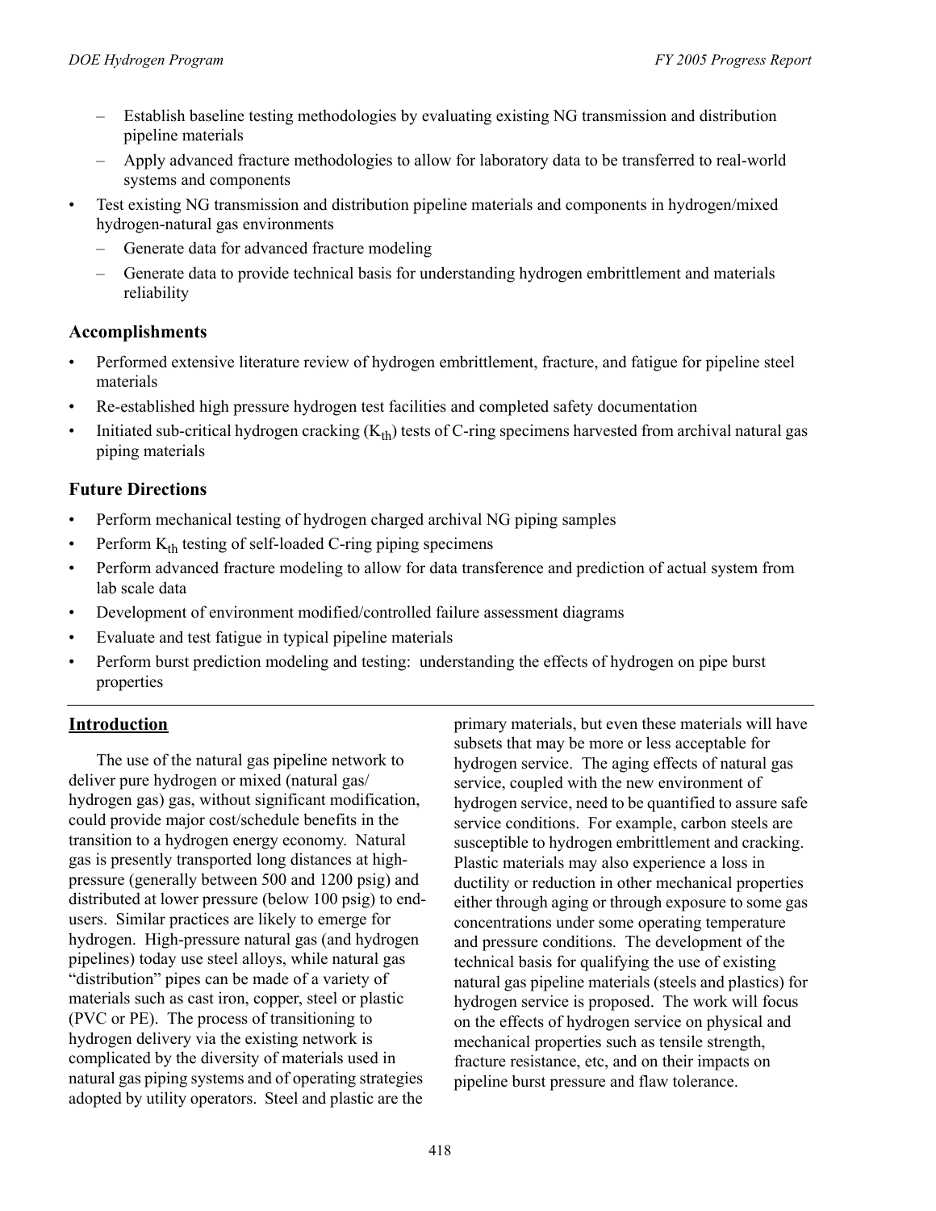- Establish baseline testing methodologies by evaluating existing NG transmission and distribution pipeline materials
  - Apply advanced fracture methodologies to allow for laboratory data to be transferred to real-world systems and components
- Test existing NG transmission and distribution pipeline materials and components in hydrogen/mixed hydrogen-natural gas environments
  - Generate data for advanced fracture modeling
  - Generate data to provide technical basis for understanding hydrogen embrittlement and materials reliability

## Accomplishments

- Performed extensive literature review of hydrogen embrittlement, fracture, and fatigue for pipeline steel materials
- Re-established high pressure hydrogen test facilities and completed safety documentation
- Initiated sub-critical hydrogen cracking ($K_{th}$) tests of C-ring specimens harvested from archival natural gas piping materials

## Future Directions

- Perform mechanical testing of hydrogen charged archival NG piping samples
- Perform $K_{th}$ testing of self-loaded C-ring piping specimens
- Perform advanced fracture modeling to allow for data transference and prediction of actual system from lab scale data
- Development of environment modified/controlled failure assessment diagrams
- Evaluate and test fatigue in typical pipeline materials
- Perform burst prediction modeling and testing: understanding the effects of hydrogen on pipe burst properties

## Introduction

The use of the natural gas pipeline network to deliver pure hydrogen or mixed (natural gas/ hydrogen gas) gas, without significant modification, could provide major cost/schedule benefits in the transition to a hydrogen energy economy. Natural gas is presently transported long distances at high-pressure (generally between 500 and 1200 psig) and distributed at lower pressure (below 100 psig) to end-users. Similar practices are likely to emerge for hydrogen. High-pressure natural gas (and hydrogen pipelines) today use steel alloys, while natural gas "distribution" pipes can be made of a variety of materials such as cast iron, copper, steel or plastic (PVC or PE). The process of transitioning to hydrogen delivery via the existing network is complicated by the diversity of materials used in natural gas piping systems and of operating strategies adopted by utility operators. Steel and plastic are the primary materials, but even these materials will have subsets that may be more or less acceptable for hydrogen service. The aging effects of natural gas service, coupled with the new environment of hydrogen service, need to be quantified to assure safe service conditions. For example, carbon steels are susceptible to hydrogen embrittlement and cracking. Plastic materials may also experience a loss in ductility or reduction in other mechanical properties either through aging or through exposure to some gas concentrations under some operating temperature and pressure conditions. The development of the technical basis for qualifying the use of existing natural gas pipeline materials (steels and plastics) for hydrogen service is proposed. The work will focus on the effects of hydrogen service on physical and mechanical properties such as tensile strength, fracture resistance, etc, and on their impacts on pipeline burst pressure and flaw tolerance.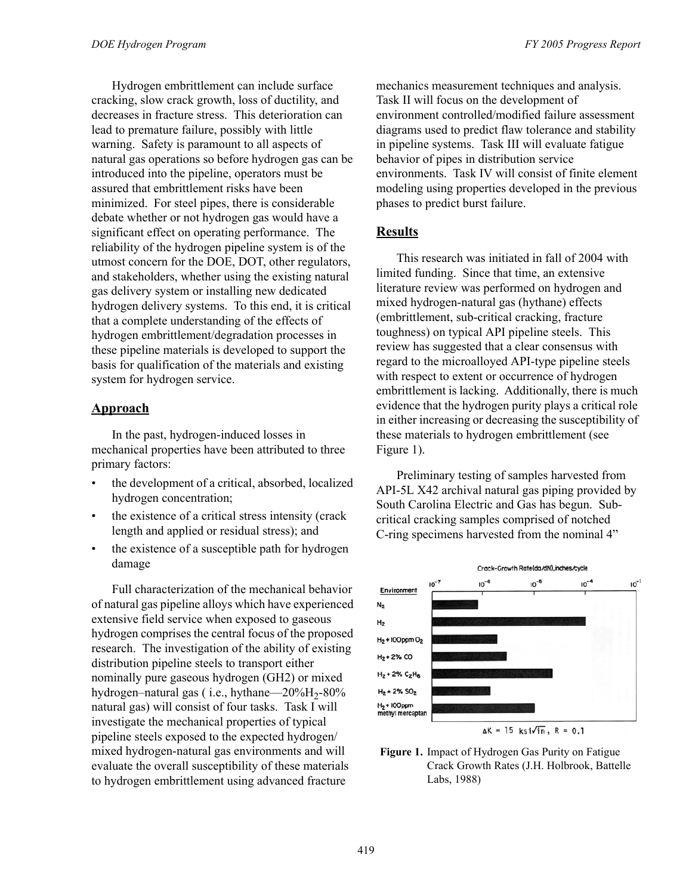Hydrogen embrittlement can include surface cracking, slow crack growth, loss of ductility, and decreases in fracture stress. This deterioration can lead to premature failure, possibly with little warning. Safety is paramount to all aspects of natural gas operations so before hydrogen gas can be introduced into the pipeline, operators must be assured that embrittlement risks have been minimized. For steel pipes, there is considerable debate whether or not hydrogen gas would have a significant effect on operating performance. The reliability of the hydrogen pipeline system is of the utmost concern for the DOE, DOT, other regulators, and stakeholders, whether using the existing natural gas delivery system or installing new dedicated hydrogen delivery systems. To this end, it is critical that a complete understanding of the effects of hydrogen embrittlement/degradation processes in these pipeline materials is developed to support the basis for qualification of the materials and existing system for hydrogen service.

## Approach

In the past, hydrogen-induced losses in mechanical properties have been attributed to three primary factors:

- the development of a critical, absorbed, localized hydrogen concentration;
- the existence of a critical stress intensity (crack length and applied or residual stress); and
- the existence of a susceptible path for hydrogen damage

Full characterization of the mechanical behavior of natural gas pipeline alloys which have experienced extensive field service when exposed to gaseous hydrogen comprises the central focus of the proposed research. The investigation of the ability of existing distribution pipeline steels to transport either nominally pure gaseous hydrogen (GH2) or mixed hydrogen–natural gas ( i.e., hythane—20%$H_2$-80% natural gas) will consist of four tasks. Task I will investigate the mechanical properties of typical pipeline steels exposed to the expected hydrogen/ mixed hydrogen-natural gas environments and will evaluate the overall susceptibility of these materials to hydrogen embrittlement using advanced fracture mechanics measurement techniques and analysis. Task II will focus on the development of environment controlled/modified failure assessment diagrams used to predict flaw tolerance and stability in pipeline systems. Task III will evaluate fatigue behavior of pipes in distribution service environments. Task IV will consist of finite element modeling using properties developed in the previous phases to predict burst failure.

## Results

This research was initiated in fall of 2004 with limited funding. Since that time, an extensive literature review was performed on hydrogen and mixed hydrogen-natural gas (hythane) effects (embrittlement, sub-critical cracking, fracture toughness) on typical API pipeline steels. This review has suggested that a clear consensus with regard to the microalloyed API-type pipeline steels with respect to extent or occurrence of hydrogen embrittlement is lacking. Additionally, there is much evidence that the hydrogen purity plays a critical role in either increasing or decreasing the susceptibility of these materials to hydrogen embrittlement (see Figure 1).

Preliminary testing of samples harvested from API-5L X42 archival natural gas piping provided by South Carolina Electric and Gas has begun. Sub-critical cracking samples comprised of notched C-ring specimens harvested from the nominal 4"

Crack-Growth Rate (da/dN), inches/cycle

| Environment | Crack-Growth Rate (da/dN), inches/cycle (approx.) |
|---|---|
| $N_2$ | $< 10^{-6}$ |
| $H_2$ | $\sim 10^{-4}$ |
| $H_2$ + 100ppm $O_2$ | $\sim 10^{-6}$ |
| $H_2$ + 2% CO | $\sim 10^{-6}$ |
| $H_2$ + 2% $C_2H_6$ | $\sim 10^{-5}$ |
| $H_2$ + 2% $SO_2$ | $\sim 10^{-6}$ |
| $H_2$ + 100ppm methyl mercaptan | $\sim 10^{-5}$ |

$\Delta K = 15\ ksi\sqrt{in},\ R = 0.1$

**Figure 1.** Impact of Hydrogen Gas Purity on Fatigue Crack Growth Rates (J.H. Holbrook, Battelle Labs, 1988)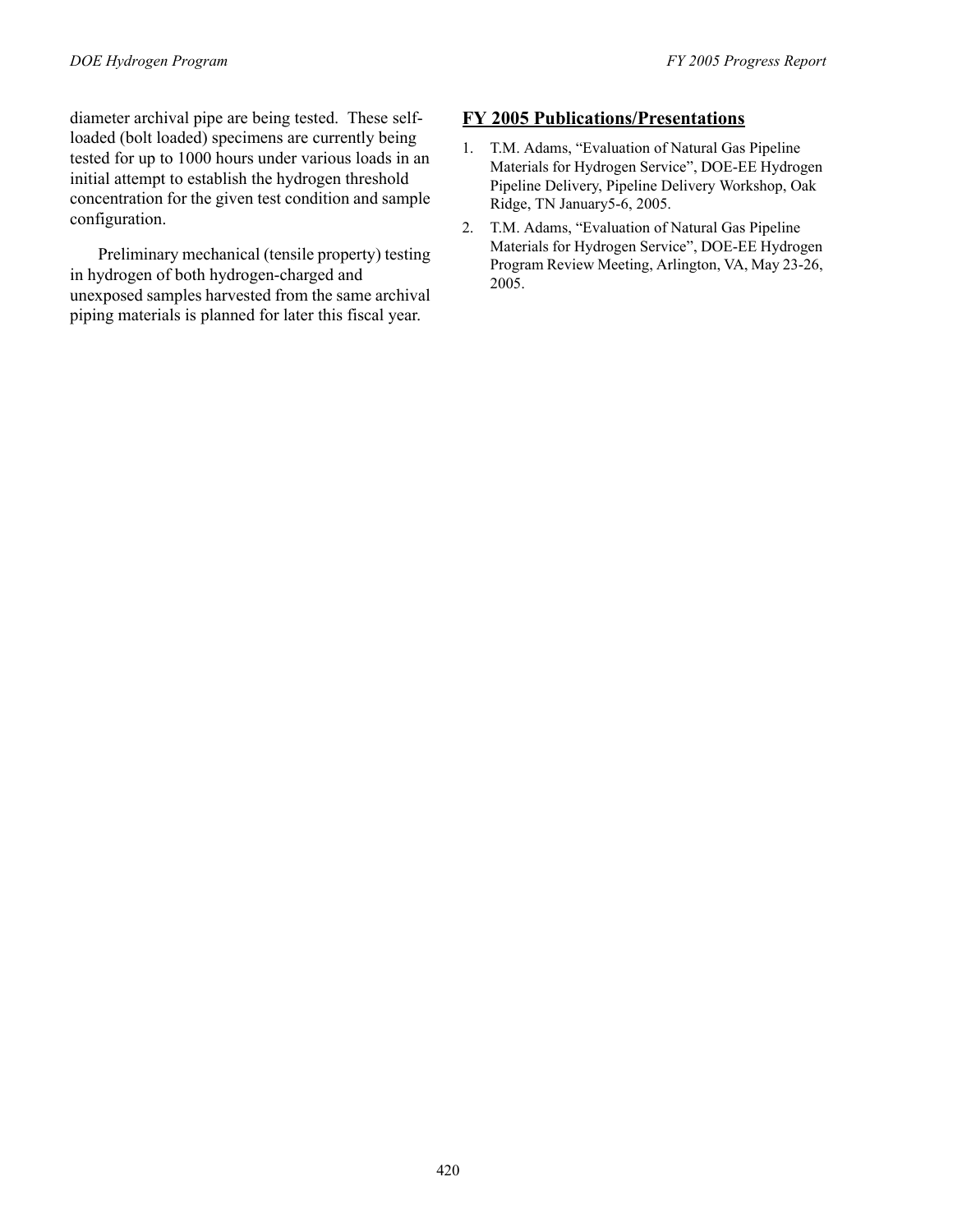diameter archival pipe are being tested. These self-loaded (bolt loaded) specimens are currently being tested for up to 1000 hours under various loads in an initial attempt to establish the hydrogen threshold concentration for the given test condition and sample configuration.

Preliminary mechanical (tensile property) testing in hydrogen of both hydrogen-charged and unexposed samples harvested from the same archival piping materials is planned for later this fiscal year.

## FY 2005 Publications/Presentations

1. T.M. Adams, "Evaluation of Natural Gas Pipeline Materials for Hydrogen Service", DOE-EE Hydrogen Pipeline Delivery, Pipeline Delivery Workshop, Oak Ridge, TN January5-6, 2005.
2. T.M. Adams, "Evaluation of Natural Gas Pipeline Materials for Hydrogen Service", DOE-EE Hydrogen Program Review Meeting, Arlington, VA, May 23-26, 2005.